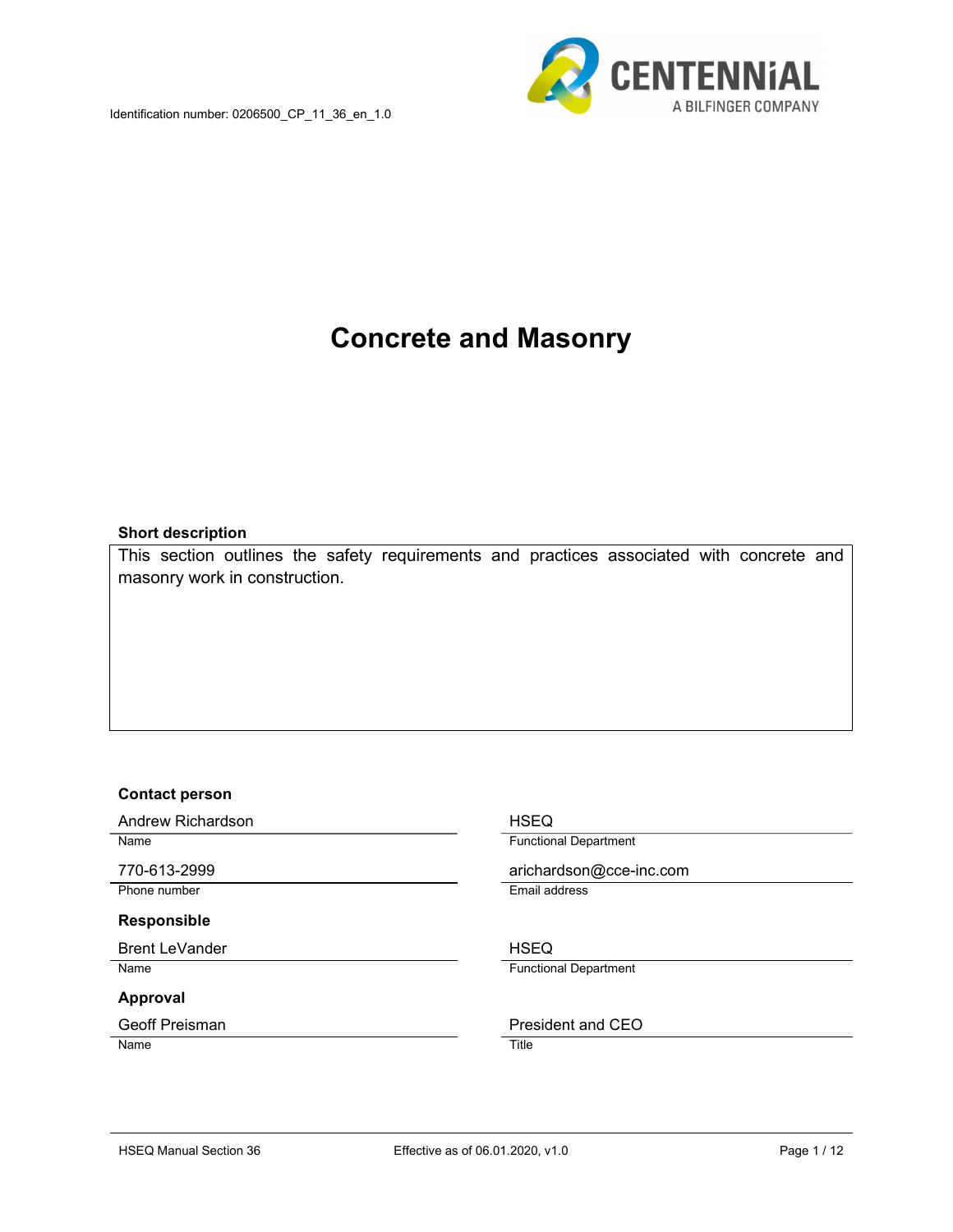Identification number: 0206500_CP_11_36_en_1.0

CENTENNiAL
A BILFINGER COMPANY

# Concrete and Masonry

**Short description**

This section outlines the safety requirements and practices associated with concrete and masonry work in construction.

**Contact person**

| | |
|---|---|
| Andrew Richardson | HSEQ |
| Name | Functional Department |
| 770-613-2999 | arichardson@cce-inc.com |
| Phone number | Email address |

**Responsible**

| | |
|---|---|
| Brent LeVander | HSEQ |
| Name | Functional Department |

**Approval**

| | |
|---|---|
| Geoff Preisman | President and CEO |
| Name | Title |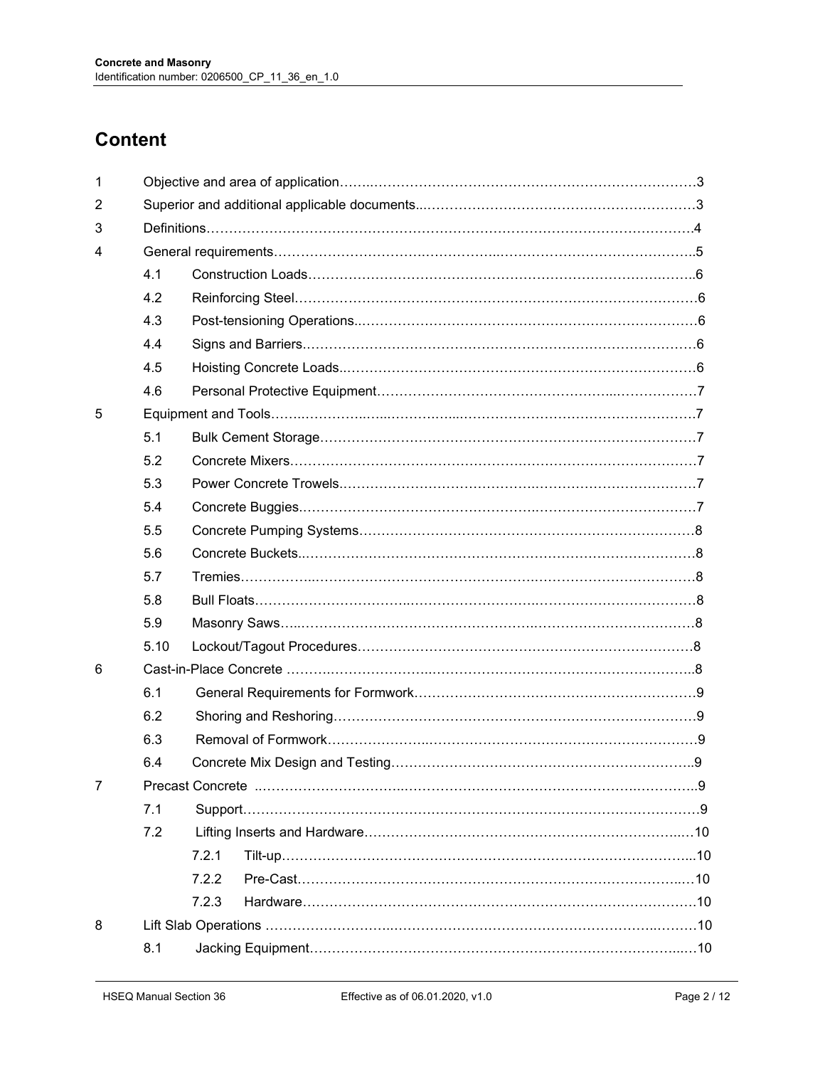# Content

| | | | |
|---|---|---|---|
| 1 | Objective and area of application | | 3 |
| 2 | Superior and additional applicable documents | | 3 |
| 3 | Definitions | | 4 |
| 4 | General requirements | | 5 |
| | 4.1 | Construction Loads | 6 |
| | 4.2 | Reinforcing Steel | 6 |
| | 4.3 | Post-tensioning Operations | 6 |
| | 4.4 | Signs and Barriers | 6 |
| | 4.5 | Hoisting Concrete Loads | 6 |
| | 4.6 | Personal Protective Equipment | 7 |
| 5 | Equipment and Tools | | 7 |
| | 5.1 | Bulk Cement Storage | 7 |
| | 5.2 | Concrete Mixers | 7 |
| | 5.3 | Power Concrete Trowels | 7 |
| | 5.4 | Concrete Buggies | 7 |
| | 5.5 | Concrete Pumping Systems | 8 |
| | 5.6 | Concrete Buckets | 8 |
| | 5.7 | Tremies | 8 |
| | 5.8 | Bull Floats | 8 |
| | 5.9 | Masonry Saws | 8 |
| | 5.10 | Lockout/Tagout Procedures | 8 |
| 6 | Cast-in-Place Concrete | | 8 |
| | 6.1 | General Requirements for Formwork | 9 |
| | 6.2 | Shoring and Reshoring | 9 |
| | 6.3 | Removal of Formwork | 9 |
| | 6.4 | Concrete Mix Design and Testing | 9 |
| 7 | Precast Concrete | | 9 |
| | 7.1 | Support | 9 |
| | 7.2 | Lifting Inserts and Hardware | 10 |
| | | 7.2.1 Tilt-up | 10 |
| | | 7.2.2 Pre-Cast | 10 |
| | | 7.2.3 Hardware | 10 |
| 8 | Lift Slab Operations | | 10 |
| | 8.1 | Jacking Equipment | 10 |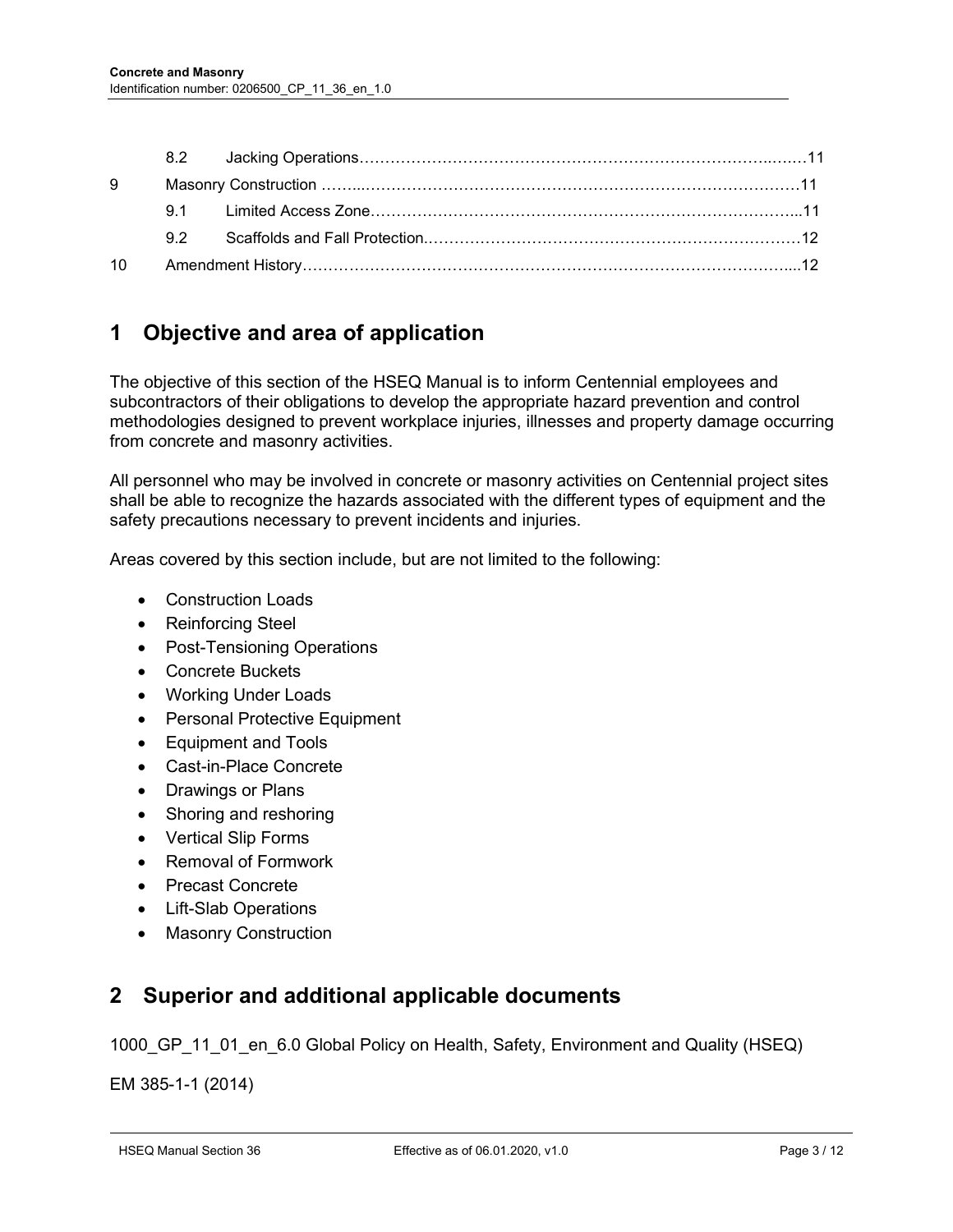| | | | |
|---|---|---|---|
| | 8.2 | Jacking Operations | 11 |
| 9 | | Masonry Construction | 11 |
| | 9.1 | Limited Access Zone | 11 |
| | 9.2 | Scaffolds and Fall Protection | 12 |
| 10 | | Amendment History | 12 |

# 1 Objective and area of application

The objective of this section of the HSEQ Manual is to inform Centennial employees and subcontractors of their obligations to develop the appropriate hazard prevention and control methodologies designed to prevent workplace injuries, illnesses and property damage occurring from concrete and masonry activities.

All personnel who may be involved in concrete or masonry activities on Centennial project sites shall be able to recognize the hazards associated with the different types of equipment and the safety precautions necessary to prevent incidents and injuries.

Areas covered by this section include, but are not limited to the following:

- Construction Loads
- Reinforcing Steel
- Post-Tensioning Operations
- Concrete Buckets
- Working Under Loads
- Personal Protective Equipment
- Equipment and Tools
- Cast-in-Place Concrete
- Drawings or Plans
- Shoring and reshoring
- Vertical Slip Forms
- Removal of Formwork
- Precast Concrete
- Lift-Slab Operations
- Masonry Construction

# 2 Superior and additional applicable documents

1000_GP_11_01_en_6.0 Global Policy on Health, Safety, Environment and Quality (HSEQ)

EM 385-1-1 (2014)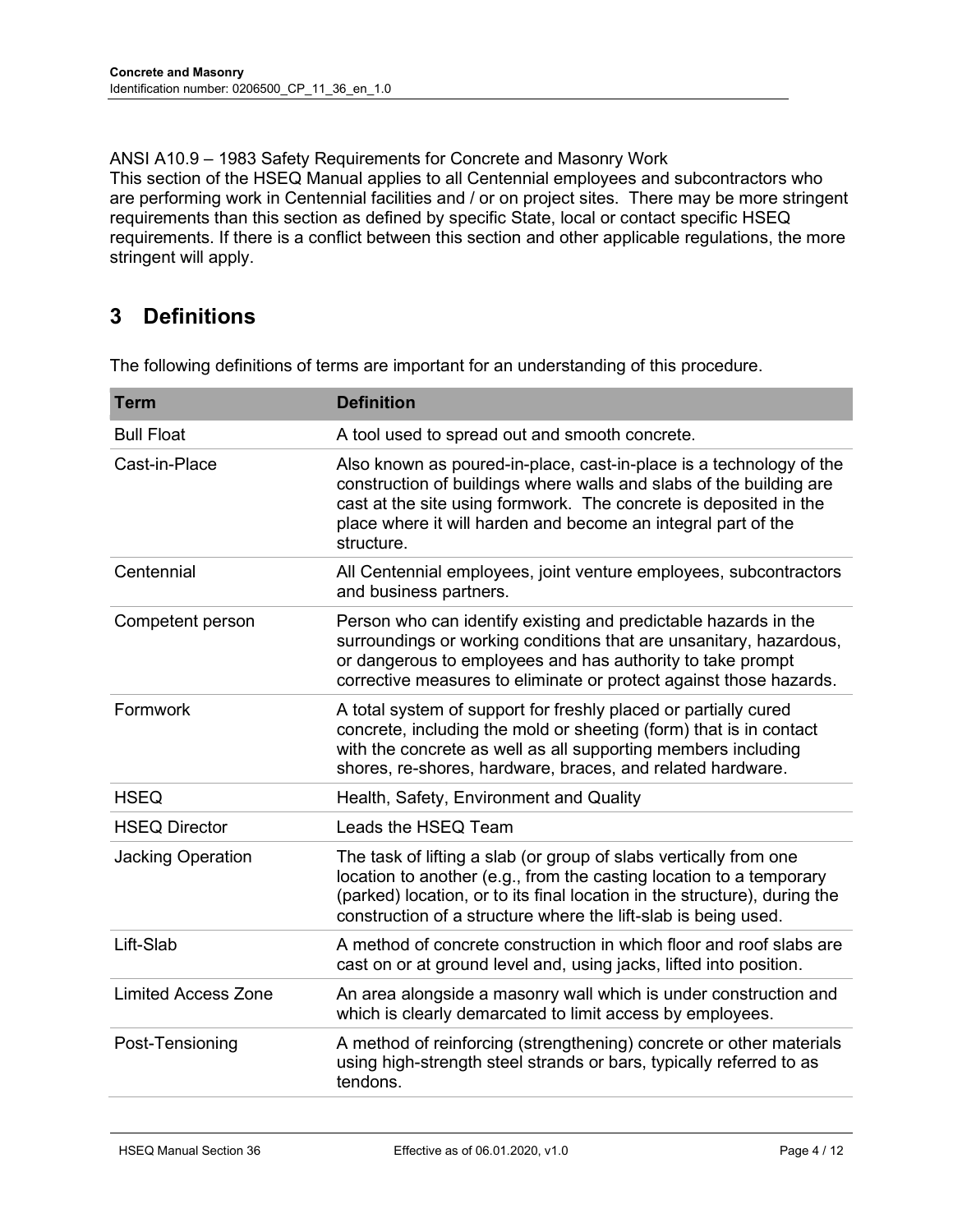ANSI A10.9 – 1983 Safety Requirements for Concrete and Masonry Work

This section of the HSEQ Manual applies to all Centennial employees and subcontractors who are performing work in Centennial facilities and / or on project sites. There may be more stringent requirements than this section as defined by specific State, local or contact specific HSEQ requirements. If there is a conflict between this section and other applicable regulations, the more stringent will apply.

# 3 Definitions

The following definitions of terms are important for an understanding of this procedure.

| Term | Definition |
|---|---|
| Bull Float | A tool used to spread out and smooth concrete. |
| Cast-in-Place | Also known as poured-in-place, cast-in-place is a technology of the construction of buildings where walls and slabs of the building are cast at the site using formwork. The concrete is deposited in the place where it will harden and become an integral part of the structure. |
| Centennial | All Centennial employees, joint venture employees, subcontractors and business partners. |
| Competent person | Person who can identify existing and predictable hazards in the surroundings or working conditions that are unsanitary, hazardous, or dangerous to employees and has authority to take prompt corrective measures to eliminate or protect against those hazards. |
| Formwork | A total system of support for freshly placed or partially cured concrete, including the mold or sheeting (form) that is in contact with the concrete as well as all supporting members including shores, re-shores, hardware, braces, and related hardware. |
| HSEQ | Health, Safety, Environment and Quality |
| HSEQ Director | Leads the HSEQ Team |
| Jacking Operation | The task of lifting a slab (or group of slabs vertically from one location to another (e.g., from the casting location to a temporary (parked) location, or to its final location in the structure), during the construction of a structure where the lift-slab is being used. |
| Lift-Slab | A method of concrete construction in which floor and roof slabs are cast on or at ground level and, using jacks, lifted into position. |
| Limited Access Zone | An area alongside a masonry wall which is under construction and which is clearly demarcated to limit access by employees. |
| Post-Tensioning | A method of reinforcing (strengthening) concrete or other materials using high-strength steel strands or bars, typically referred to as tendons. |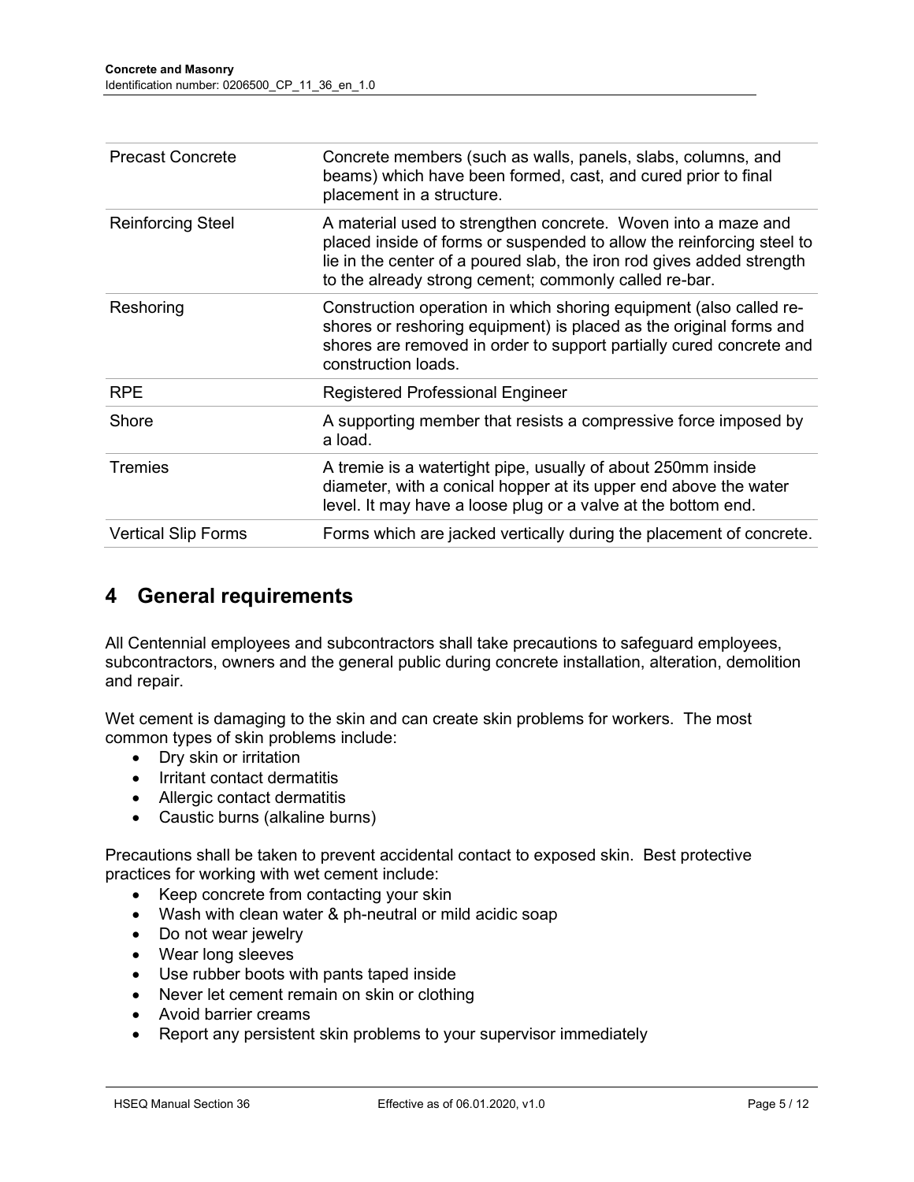| | |
|---|---|
| Precast Concrete | Concrete members (such as walls, panels, slabs, columns, and beams) which have been formed, cast, and cured prior to final placement in a structure. |
| Reinforcing Steel | A material used to strengthen concrete. Woven into a maze and placed inside of forms or suspended to allow the reinforcing steel to lie in the center of a poured slab, the iron rod gives added strength to the already strong cement; commonly called re-bar. |
| Reshoring | Construction operation in which shoring equipment (also called re-shores or reshoring equipment) is placed as the original forms and shores are removed in order to support partially cured concrete and construction loads. |
| RPE | Registered Professional Engineer |
| Shore | A supporting member that resists a compressive force imposed by a load. |
| Tremies | A tremie is a watertight pipe, usually of about 250mm inside diameter, with a conical hopper at its upper end above the water level. It may have a loose plug or a valve at the bottom end. |
| Vertical Slip Forms | Forms which are jacked vertically during the placement of concrete. |

# 4 General requirements

All Centennial employees and subcontractors shall take precautions to safeguard employees, subcontractors, owners and the general public during concrete installation, alteration, demolition and repair.

Wet cement is damaging to the skin and can create skin problems for workers. The most common types of skin problems include:

- Dry skin or irritation
- Irritant contact dermatitis
- Allergic contact dermatitis
- Caustic burns (alkaline burns)

Precautions shall be taken to prevent accidental contact to exposed skin. Best protective practices for working with wet cement include:

- Keep concrete from contacting your skin
- Wash with clean water & ph-neutral or mild acidic soap
- Do not wear jewelry
- Wear long sleeves
- Use rubber boots with pants taped inside
- Never let cement remain on skin or clothing
- Avoid barrier creams
- Report any persistent skin problems to your supervisor immediately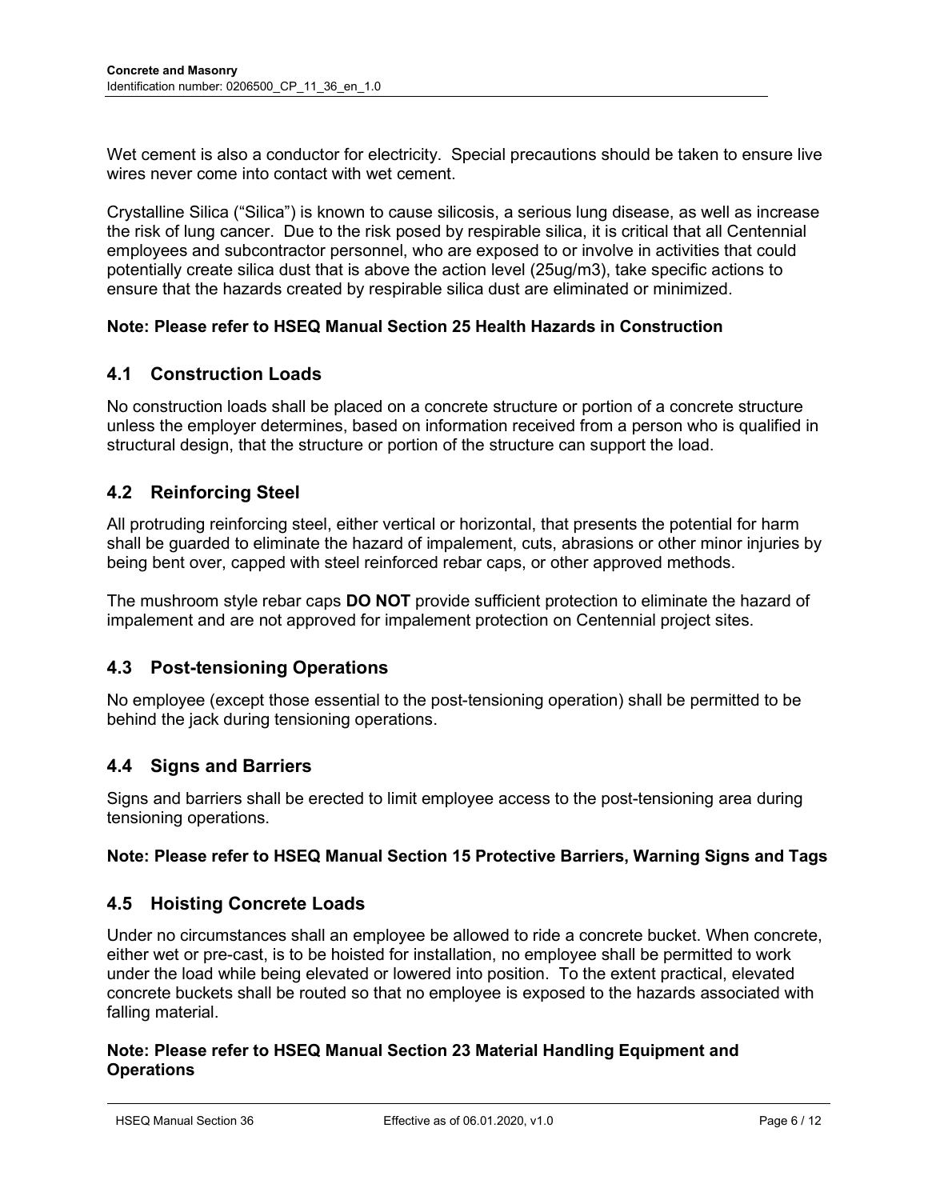Wet cement is also a conductor for electricity. Special precautions should be taken to ensure live wires never come into contact with wet cement.

Crystalline Silica ("Silica") is known to cause silicosis, a serious lung disease, as well as increase the risk of lung cancer. Due to the risk posed by respirable silica, it is critical that all Centennial employees and subcontractor personnel, who are exposed to or involve in activities that could potentially create silica dust that is above the action level (25ug/m3), take specific actions to ensure that the hazards created by respirable silica dust are eliminated or minimized.

**Note: Please refer to HSEQ Manual Section 25 Health Hazards in Construction**

## 4.1 Construction Loads

No construction loads shall be placed on a concrete structure or portion of a concrete structure unless the employer determines, based on information received from a person who is qualified in structural design, that the structure or portion of the structure can support the load.

## 4.2 Reinforcing Steel

All protruding reinforcing steel, either vertical or horizontal, that presents the potential for harm shall be guarded to eliminate the hazard of impalement, cuts, abrasions or other minor injuries by being bent over, capped with steel reinforced rebar caps, or other approved methods.

The mushroom style rebar caps **DO NOT** provide sufficient protection to eliminate the hazard of impalement and are not approved for impalement protection on Centennial project sites.

## 4.3 Post-tensioning Operations

No employee (except those essential to the post-tensioning operation) shall be permitted to be behind the jack during tensioning operations.

## 4.4 Signs and Barriers

Signs and barriers shall be erected to limit employee access to the post-tensioning area during tensioning operations.

**Note: Please refer to HSEQ Manual Section 15 Protective Barriers, Warning Signs and Tags**

## 4.5 Hoisting Concrete Loads

Under no circumstances shall an employee be allowed to ride a concrete bucket. When concrete, either wet or pre-cast, is to be hoisted for installation, no employee shall be permitted to work under the load while being elevated or lowered into position. To the extent practical, elevated concrete buckets shall be routed so that no employee is exposed to the hazards associated with falling material.

**Note: Please refer to HSEQ Manual Section 23 Material Handling Equipment and Operations**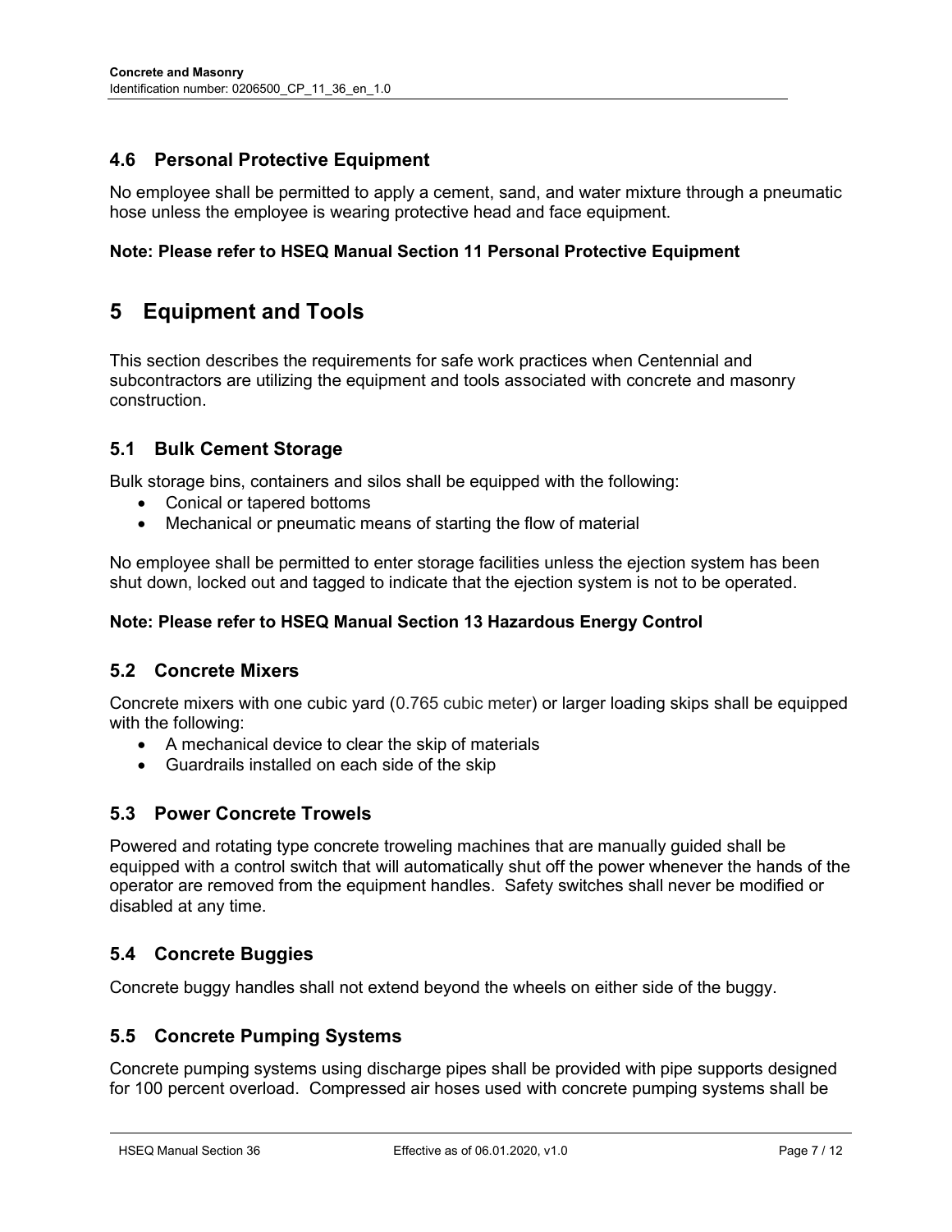### 4.6 Personal Protective Equipment

No employee shall be permitted to apply a cement, sand, and water mixture through a pneumatic hose unless the employee is wearing protective head and face equipment.

**Note: Please refer to HSEQ Manual Section 11 Personal Protective Equipment**

## 5 Equipment and Tools

This section describes the requirements for safe work practices when Centennial and subcontractors are utilizing the equipment and tools associated with concrete and masonry construction.

### 5.1 Bulk Cement Storage

Bulk storage bins, containers and silos shall be equipped with the following:

- Conical or tapered bottoms
- Mechanical or pneumatic means of starting the flow of material

No employee shall be permitted to enter storage facilities unless the ejection system has been shut down, locked out and tagged to indicate that the ejection system is not to be operated.

**Note: Please refer to HSEQ Manual Section 13 Hazardous Energy Control**

### 5.2 Concrete Mixers

Concrete mixers with one cubic yard (0.765 cubic meter) or larger loading skips shall be equipped with the following:

- A mechanical device to clear the skip of materials
- Guardrails installed on each side of the skip

### 5.3 Power Concrete Trowels

Powered and rotating type concrete troweling machines that are manually guided shall be equipped with a control switch that will automatically shut off the power whenever the hands of the operator are removed from the equipment handles. Safety switches shall never be modified or disabled at any time.

### 5.4 Concrete Buggies

Concrete buggy handles shall not extend beyond the wheels on either side of the buggy.

### 5.5 Concrete Pumping Systems

Concrete pumping systems using discharge pipes shall be provided with pipe supports designed for 100 percent overload. Compressed air hoses used with concrete pumping systems shall be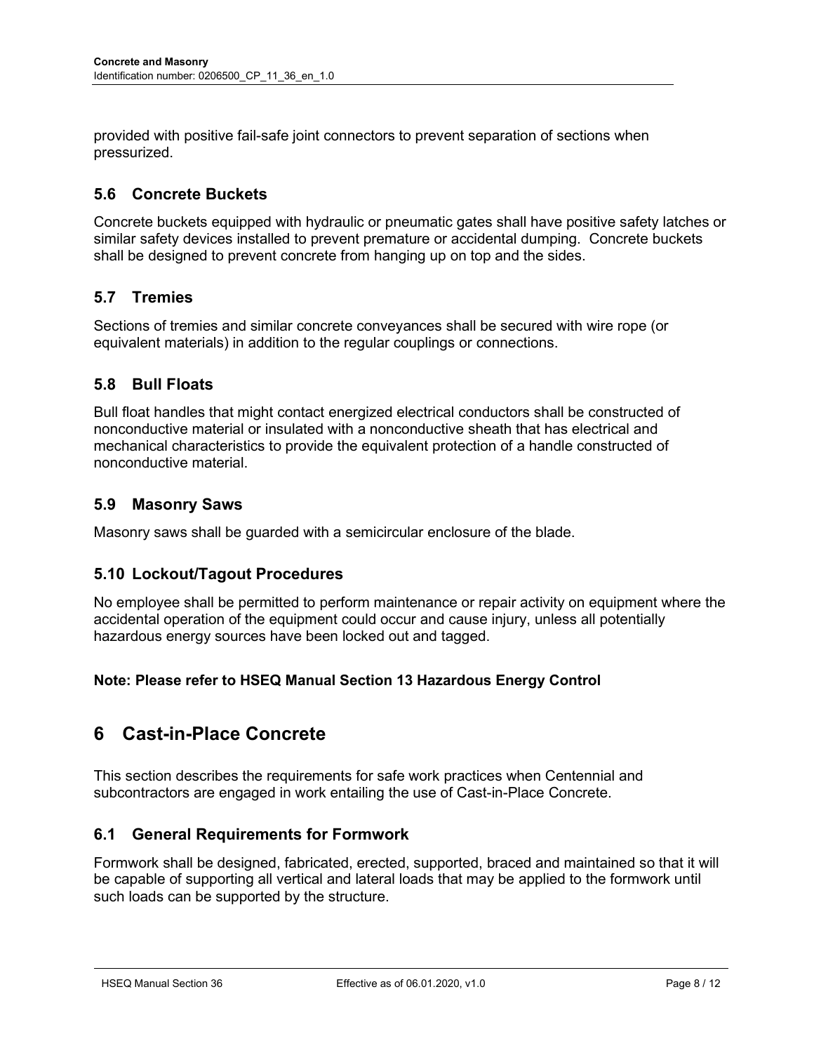provided with positive fail-safe joint connectors to prevent separation of sections when pressurized.

### 5.6 Concrete Buckets

Concrete buckets equipped with hydraulic or pneumatic gates shall have positive safety latches or similar safety devices installed to prevent premature or accidental dumping. Concrete buckets shall be designed to prevent concrete from hanging up on top and the sides.

### 5.7 Tremies

Sections of tremies and similar concrete conveyances shall be secured with wire rope (or equivalent materials) in addition to the regular couplings or connections.

### 5.8 Bull Floats

Bull float handles that might contact energized electrical conductors shall be constructed of nonconductive material or insulated with a nonconductive sheath that has electrical and mechanical characteristics to provide the equivalent protection of a handle constructed of nonconductive material.

### 5.9 Masonry Saws

Masonry saws shall be guarded with a semicircular enclosure of the blade.

### 5.10 Lockout/Tagout Procedures

No employee shall be permitted to perform maintenance or repair activity on equipment where the accidental operation of the equipment could occur and cause injury, unless all potentially hazardous energy sources have been locked out and tagged.

**Note: Please refer to HSEQ Manual Section 13 Hazardous Energy Control**

## 6 Cast-in-Place Concrete

This section describes the requirements for safe work practices when Centennial and subcontractors are engaged in work entailing the use of Cast-in-Place Concrete.

### 6.1 General Requirements for Formwork

Formwork shall be designed, fabricated, erected, supported, braced and maintained so that it will be capable of supporting all vertical and lateral loads that may be applied to the formwork until such loads can be supported by the structure.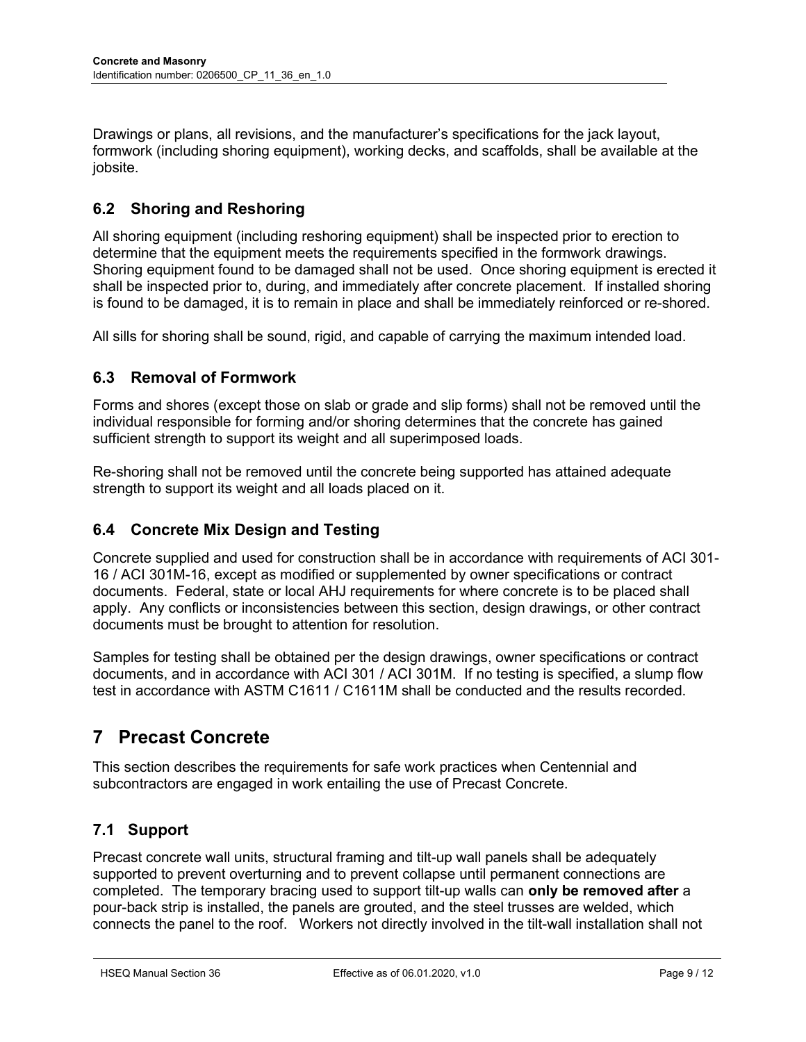Drawings or plans, all revisions, and the manufacturer's specifications for the jack layout, formwork (including shoring equipment), working decks, and scaffolds, shall be available at the jobsite.

## 6.2 Shoring and Reshoring

All shoring equipment (including reshoring equipment) shall be inspected prior to erection to determine that the equipment meets the requirements specified in the formwork drawings. Shoring equipment found to be damaged shall not be used. Once shoring equipment is erected it shall be inspected prior to, during, and immediately after concrete placement. If installed shoring is found to be damaged, it is to remain in place and shall be immediately reinforced or re-shored.

All sills for shoring shall be sound, rigid, and capable of carrying the maximum intended load.

## 6.3 Removal of Formwork

Forms and shores (except those on slab or grade and slip forms) shall not be removed until the individual responsible for forming and/or shoring determines that the concrete has gained sufficient strength to support its weight and all superimposed loads.

Re-shoring shall not be removed until the concrete being supported has attained adequate strength to support its weight and all loads placed on it.

## 6.4 Concrete Mix Design and Testing

Concrete supplied and used for construction shall be in accordance with requirements of ACI 301-16 / ACI 301M-16, except as modified or supplemented by owner specifications or contract documents. Federal, state or local AHJ requirements for where concrete is to be placed shall apply. Any conflicts or inconsistencies between this section, design drawings, or other contract documents must be brought to attention for resolution.

Samples for testing shall be obtained per the design drawings, owner specifications or contract documents, and in accordance with ACI 301 / ACI 301M. If no testing is specified, a slump flow test in accordance with ASTM C1611 / C1611M shall be conducted and the results recorded.

# 7 Precast Concrete

This section describes the requirements for safe work practices when Centennial and subcontractors are engaged in work entailing the use of Precast Concrete.

## 7.1 Support

Precast concrete wall units, structural framing and tilt-up wall panels shall be adequately supported to prevent overturning and to prevent collapse until permanent connections are completed. The temporary bracing used to support tilt-up walls can **only be removed after** a pour-back strip is installed, the panels are grouted, and the steel trusses are welded, which connects the panel to the roof. Workers not directly involved in the tilt-wall installation shall not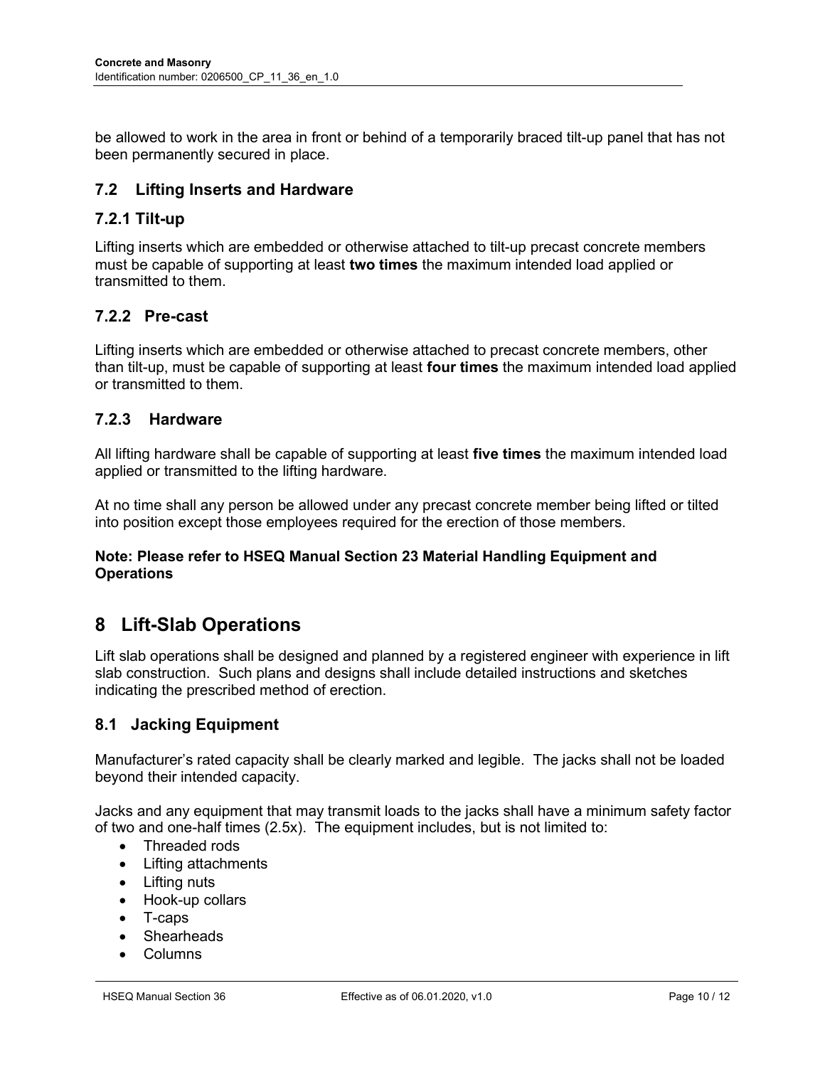be allowed to work in the area in front or behind of a temporarily braced tilt-up panel that has not been permanently secured in place.

## 7.2 Lifting Inserts and Hardware

### 7.2.1 Tilt-up

Lifting inserts which are embedded or otherwise attached to tilt-up precast concrete members must be capable of supporting at least **two times** the maximum intended load applied or transmitted to them.

### 7.2.2 Pre-cast

Lifting inserts which are embedded or otherwise attached to precast concrete members, other than tilt-up, must be capable of supporting at least **four times** the maximum intended load applied or transmitted to them.

### 7.2.3 Hardware

All lifting hardware shall be capable of supporting at least **five times** the maximum intended load applied or transmitted to the lifting hardware.

At no time shall any person be allowed under any precast concrete member being lifted or tilted into position except those employees required for the erection of those members.

**Note: Please refer to HSEQ Manual Section 23 Material Handling Equipment and Operations**

# 8 Lift-Slab Operations

Lift slab operations shall be designed and planned by a registered engineer with experience in lift slab construction. Such plans and designs shall include detailed instructions and sketches indicating the prescribed method of erection.

## 8.1 Jacking Equipment

Manufacturer's rated capacity shall be clearly marked and legible. The jacks shall not be loaded beyond their intended capacity.

Jacks and any equipment that may transmit loads to the jacks shall have a minimum safety factor of two and one-half times (2.5x). The equipment includes, but is not limited to:

- Threaded rods
- Lifting attachments
- Lifting nuts
- Hook-up collars
- T-caps
- Shearheads
- Columns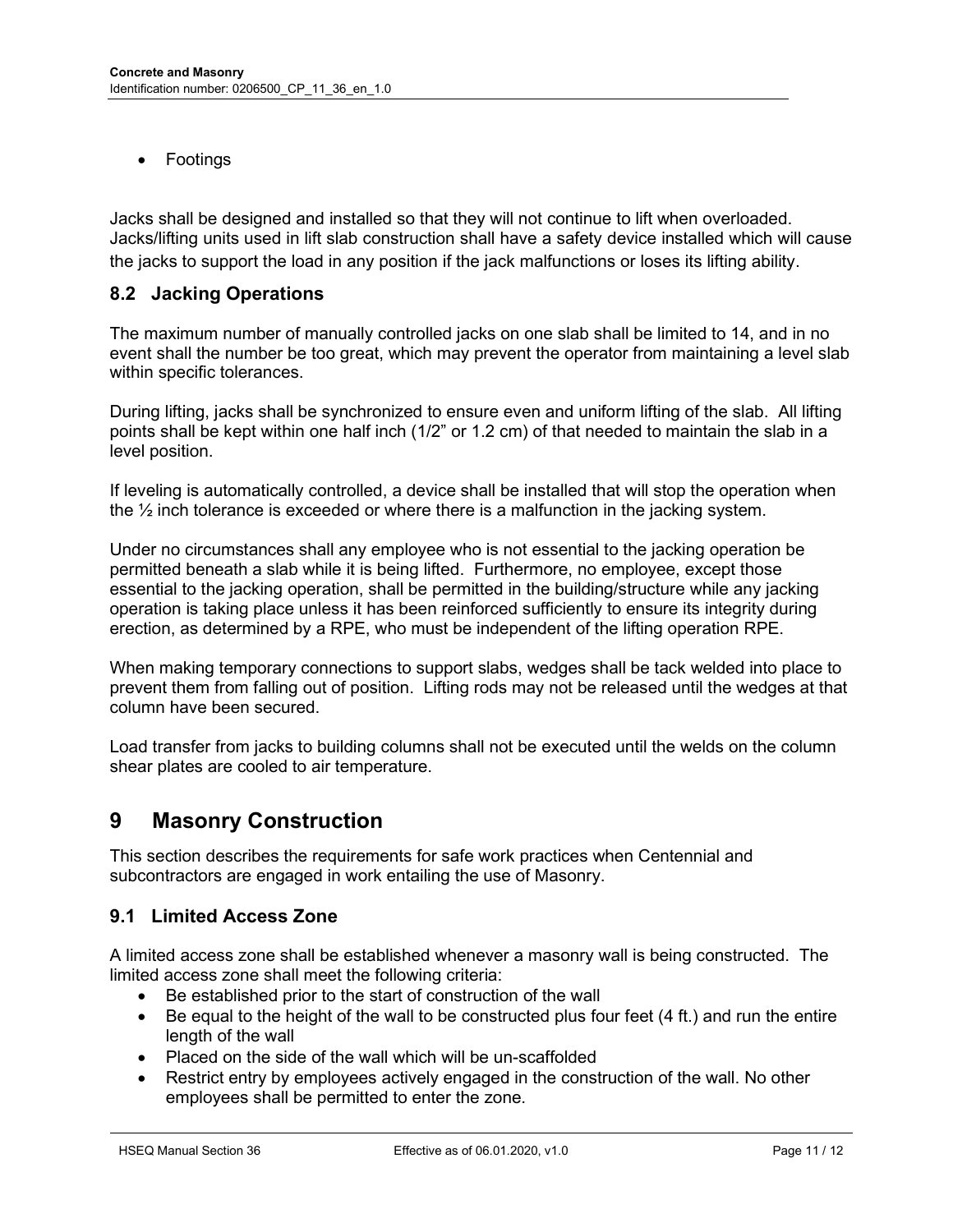- Footings

Jacks shall be designed and installed so that they will not continue to lift when overloaded. Jacks/lifting units used in lift slab construction shall have a safety device installed which will cause the jacks to support the load in any position if the jack malfunctions or loses its lifting ability.

## 8.2 Jacking Operations

The maximum number of manually controlled jacks on one slab shall be limited to 14, and in no event shall the number be too great, which may prevent the operator from maintaining a level slab within specific tolerances.

During lifting, jacks shall be synchronized to ensure even and uniform lifting of the slab. All lifting points shall be kept within one half inch (1/2" or 1.2 cm) of that needed to maintain the slab in a level position.

If leveling is automatically controlled, a device shall be installed that will stop the operation when the ½ inch tolerance is exceeded or where there is a malfunction in the jacking system.

Under no circumstances shall any employee who is not essential to the jacking operation be permitted beneath a slab while it is being lifted. Furthermore, no employee, except those essential to the jacking operation, shall be permitted in the building/structure while any jacking operation is taking place unless it has been reinforced sufficiently to ensure its integrity during erection, as determined by a RPE, who must be independent of the lifting operation RPE.

When making temporary connections to support slabs, wedges shall be tack welded into place to prevent them from falling out of position. Lifting rods may not be released until the wedges at that column have been secured.

Load transfer from jacks to building columns shall not be executed until the welds on the column shear plates are cooled to air temperature.

# 9 Masonry Construction

This section describes the requirements for safe work practices when Centennial and subcontractors are engaged in work entailing the use of Masonry.

## 9.1 Limited Access Zone

A limited access zone shall be established whenever a masonry wall is being constructed. The limited access zone shall meet the following criteria:

- Be established prior to the start of construction of the wall
- Be equal to the height of the wall to be constructed plus four feet (4 ft.) and run the entire length of the wall
- Placed on the side of the wall which will be un-scaffolded
- Restrict entry by employees actively engaged in the construction of the wall. No other employees shall be permitted to enter the zone.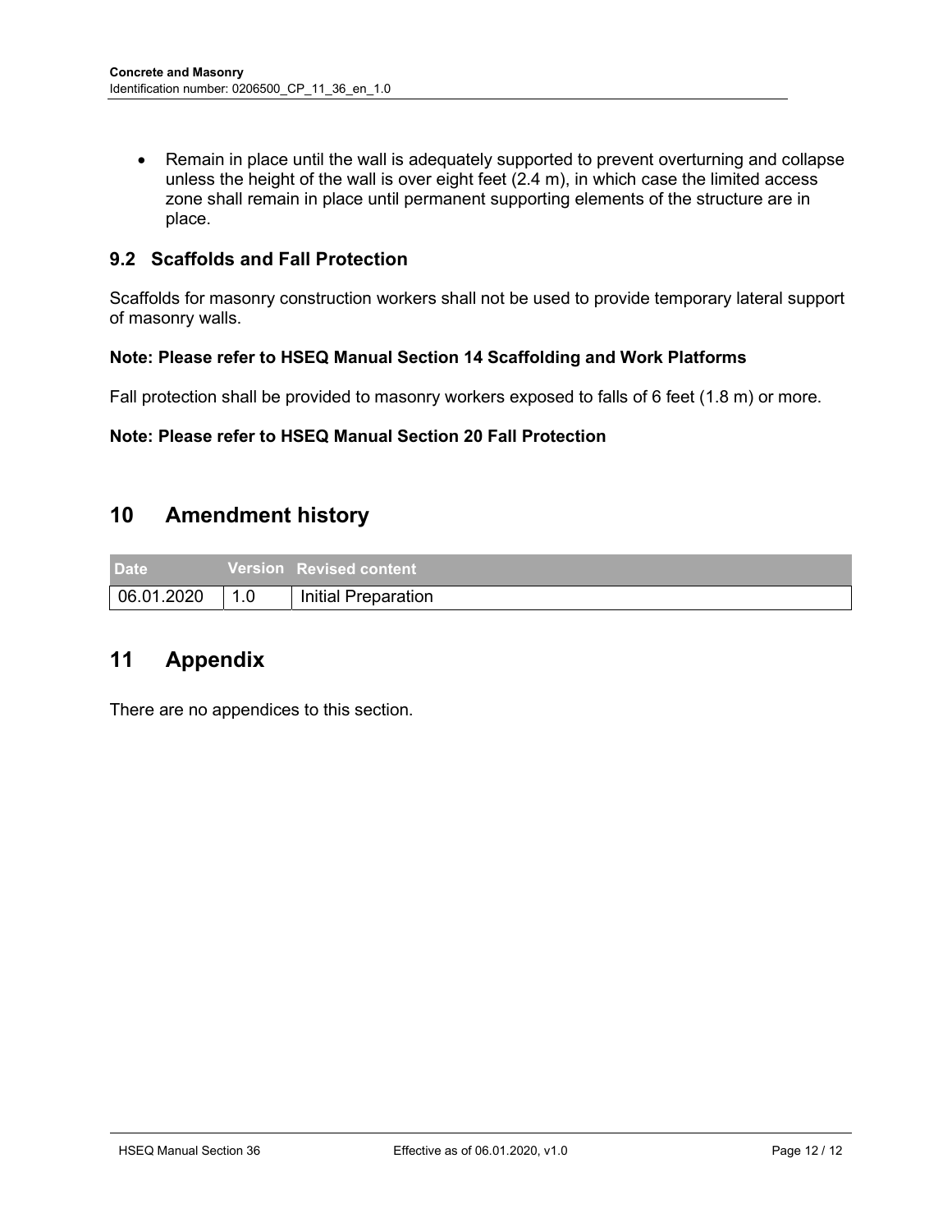- Remain in place until the wall is adequately supported to prevent overturning and collapse unless the height of the wall is over eight feet (2.4 m), in which case the limited access zone shall remain in place until permanent supporting elements of the structure are in place.

### 9.2 Scaffolds and Fall Protection

Scaffolds for masonry construction workers shall not be used to provide temporary lateral support of masonry walls.

**Note: Please refer to HSEQ Manual Section 14 Scaffolding and Work Platforms**

Fall protection shall be provided to masonry workers exposed to falls of 6 feet (1.8 m) or more.

**Note: Please refer to HSEQ Manual Section 20 Fall Protection**

## 10 Amendment history

| Date | Version | Revised content |
| --- | --- | --- |
| 06.01.2020 | 1.0 | Initial Preparation |

## 11 Appendix

There are no appendices to this section.